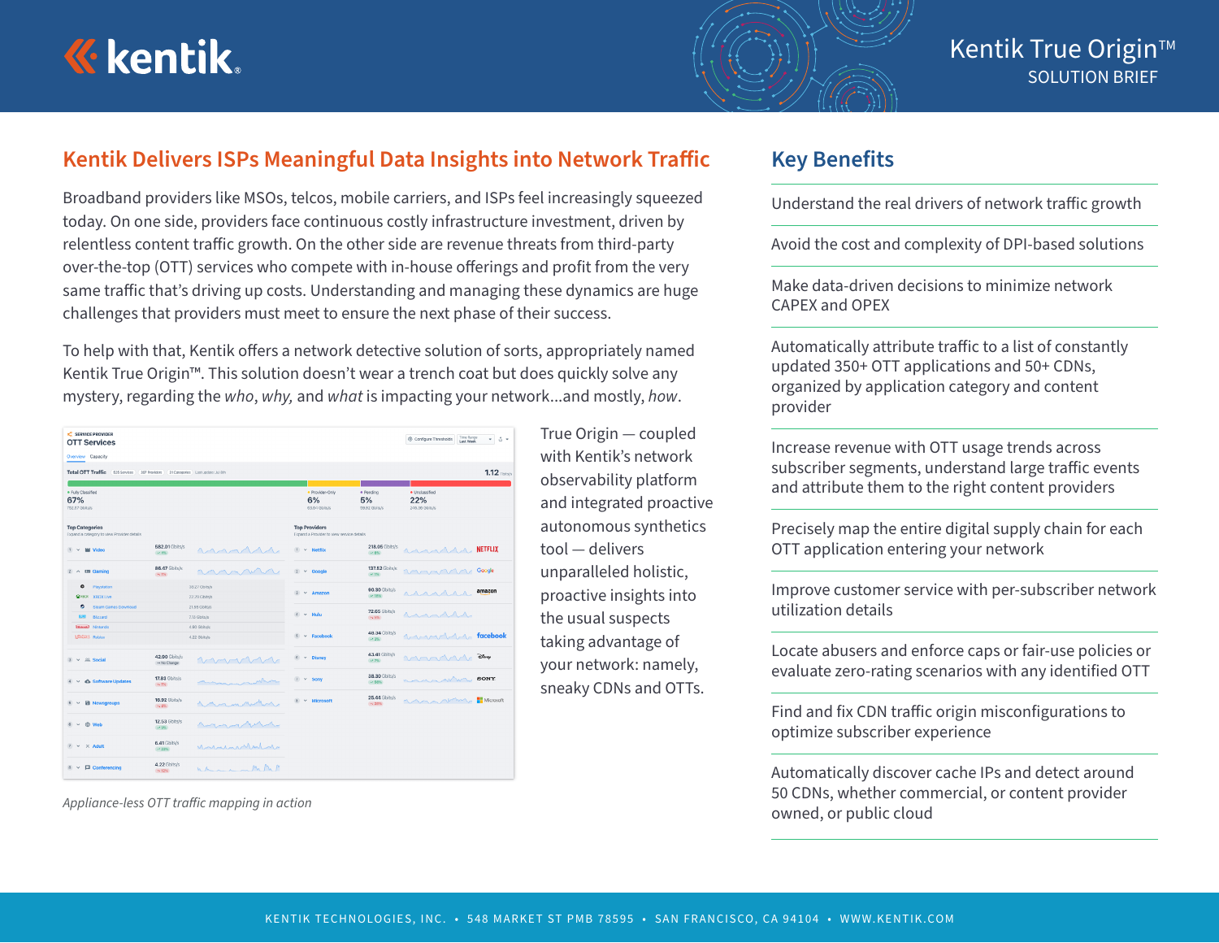# Kentik True Origin™

SOLUTION BRIEF

## Kentik Delivers ISPs Meaningful Data Insights into Network Traffic

Broadband providers like MSOs, telcos, mobile carriers, and ISPs feel increasingly squeezed today. On one side, providers face continuous costly infrastructure investment, driven by relentless content traffic growth. On the other side are revenue threats from third-party over-the-top (OTT) services who compete with in-house offerings and profit from the very same traffic that's driving up costs. Understanding and managing these dynamics are huge challenges that providers must meet to ensure the next phase of their success.

To help with that, Kentik offers a network detective solution of sorts, appropriately named Kentik True Origin™. This solution doesn't wear a trench coat but does quickly solve any mystery, regarding the *who*, *why,* and *what* is impacting your network...and mostly, *how*.

*Appliance-less OTT traffic mapping in action*

True Origin — coupled with Kentik's network observability platform and integrated proactive autonomous synthetics tool — delivers unparalleled holistic, proactive insights into the usual suspects taking advantage of your network: namely, sneaky CDNs and OTTs.

## Key Benefits

- Understand the real drivers of network traffic growth
- Avoid the cost and complexity of DPI-based solutions
- Make data-driven decisions to minimize network CAPEX and OPEX
- Automatically attribute traffic to a list of constantly updated 350+ OTT applications and 50+ CDNs, organized by application category and content provider
- Increase revenue with OTT usage trends across subscriber segments, understand large traffic events and attribute them to the right content providers
- Precisely map the entire digital supply chain for each OTT application entering your network
- Improve customer service with per-subscriber network utilization details
- Locate abusers and enforce caps or fair-use policies or evaluate zero-rating scenarios with any identified OTT
- Find and fix CDN traffic origin misconfigurations to optimize subscriber experience
- Automatically discover cache IPs and detect around 50 CDNs, whether commercial, or content provider owned, or public cloud

KENTIK TECHNOLOGIES, INC. • 548 MARKET ST PMB 78595 • SAN FRANCISCO, CA 94104 • WWW.KENTIK.COM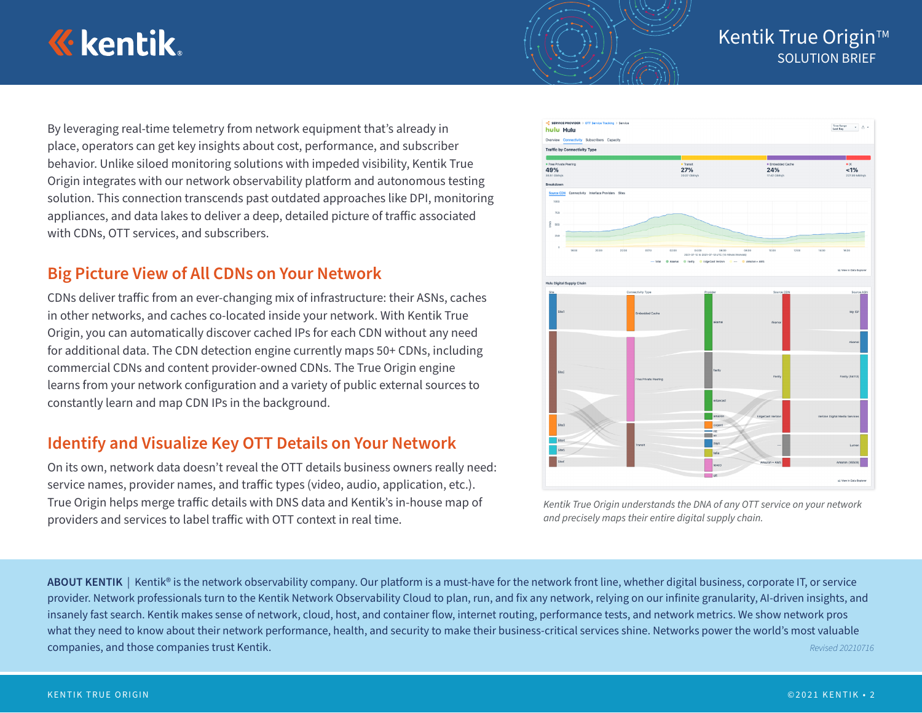By leveraging real-time telemetry from network equipment that's already in place, operators can get key insights about cost, performance, and subscriber behavior. Unlike siloed monitoring solutions with impeded visibility, Kentik True Origin integrates with our network observability platform and autonomous testing solution. This connection transcends past outdated approaches like DPI, monitoring appliances, and data lakes to deliver a deep, detailed picture of traffic associated with CDNs, OTT services, and subscribers.

## Big Picture View of All CDNs on Your Network

CDNs deliver traffic from an ever-changing mix of infrastructure: their ASNs, caches in other networks, and caches co-located inside your network. With Kentik True Origin, you can automatically discover cached IPs for each CDN without any need for additional data. The CDN detection engine currently maps 50+ CDNs, including commercial CDNs and content provider-owned CDNs. The True Origin engine learns from your network configuration and a variety of public external sources to constantly learn and map CDN IPs in the background.

## Identify and Visualize Key OTT Details on Your Network

On its own, network data doesn't reveal the OTT details business owners really need: service names, provider names, and traffic types (video, audio, application, etc.). True Origin helps merge traffic details with DNS data and Kentik's in-house map of providers and services to label traffic with OTT context in real time.

*Kentik True Origin understands the DNA of any OTT service on your network and precisely maps their entire digital supply chain.*

**ABOUT KENTIK** | Kentik® is the network observability company. Our platform is a must-have for the network front line, whether digital business, corporate IT, or service provider. Network professionals turn to the Kentik Network Observability Cloud to plan, run, and fix any network, relying on our infinite granularity, AI-driven insights, and insanely fast search. Kentik makes sense of network, cloud, host, and container flow, internet routing, performance tests, and network metrics. We show network pros what they need to know about their network performance, health, and security to make their business-critical services shine. Networks power the world's most valuable companies, and those companies trust Kentik.

*Revised 20210716*